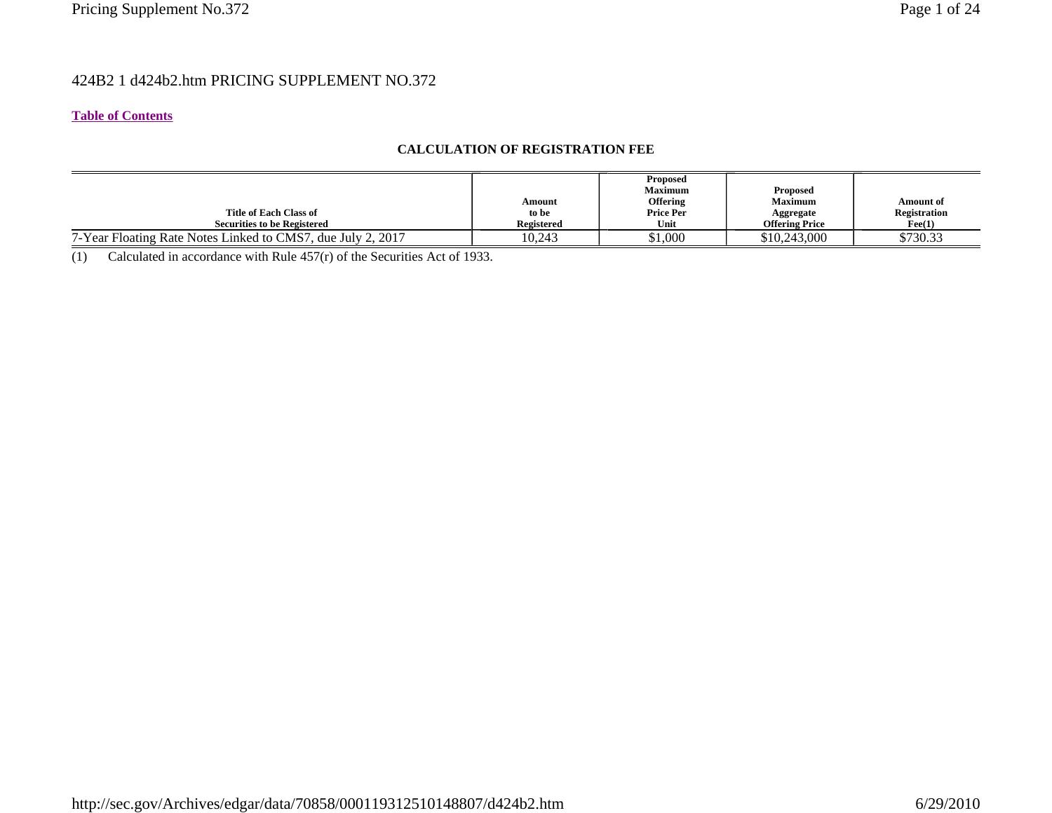424B2 1 d424b2.htm PRICING SUPPLEMENT NO.372

**Table of Contents**

**CALCULATION OF REGISTRATION FEE**

| Title of Each Class of Securities to be Registered | Amount to be Registered | Proposed Maximum Offering Price Per Unit | Proposed Maximum Aggregate Offering Price | Amount of Registration Fee(1) |
|---|---|---|---|---|
| 7-Year Floating Rate Notes Linked to CMS7, due July 2, 2017 | 10,243 | $1,000 | $10,243,000 | $730.33 |

(1) Calculated in accordance with Rule 457(r) of the Securities Act of 1933.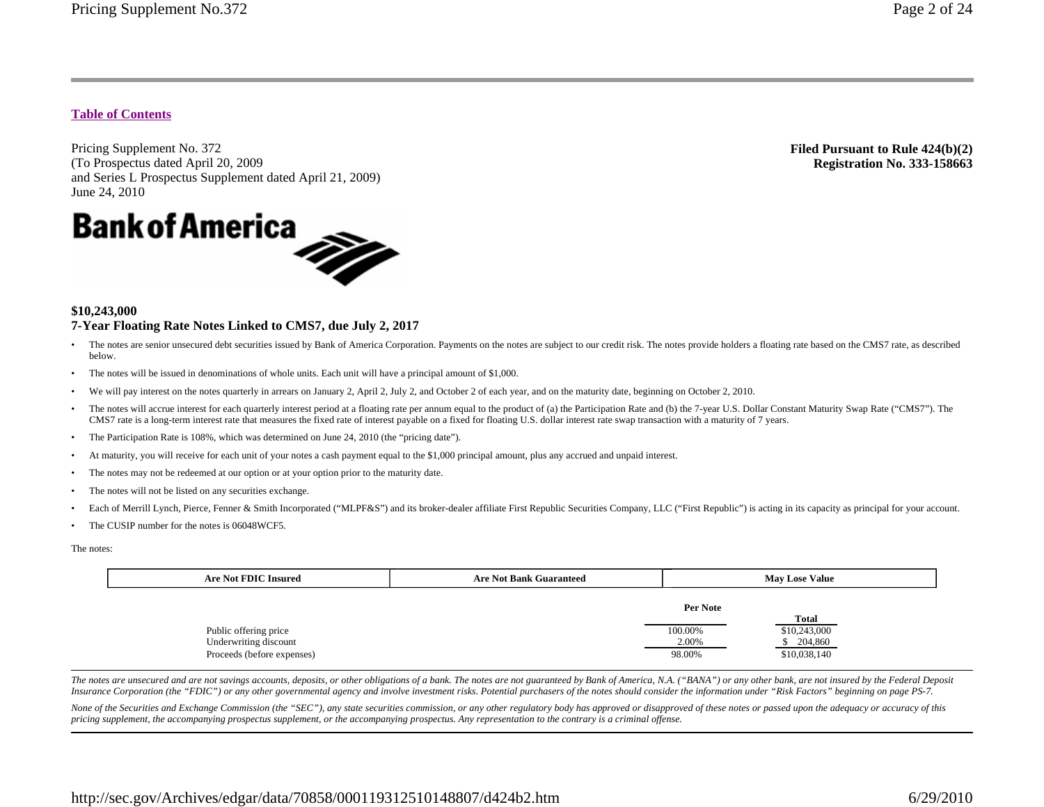Table of Contents

Pricing Supplement No. 372
(To Prospectus dated April 20, 2009
and Series L Prospectus Supplement dated April 21, 2009)
June 24, 2010

**Filed Pursuant to Rule 424(b)(2)**
**Registration No. 333-158663**

Bank of America

**$10,243,000**
**7-Year Floating Rate Notes Linked to CMS7, due July 2, 2017**

- The notes are senior unsecured debt securities issued by Bank of America Corporation. Payments on the notes are subject to our credit risk. The notes provide holders a floating rate based on the CMS7 rate, as described below.
- The notes will be issued in denominations of whole units. Each unit will have a principal amount of $1,000.
- We will pay interest on the notes quarterly in arrears on January 2, April 2, July 2, and October 2 of each year, and on the maturity date, beginning on October 2, 2010.
- The notes will accrue interest for each quarterly interest period at a floating rate per annum equal to the product of (a) the Participation Rate and (b) the 7-year U.S. Dollar Constant Maturity Swap Rate ("CMS7"). The CMS7 rate is a long-term interest rate that measures the fixed rate of interest payable on a fixed for floating U.S. dollar interest rate swap transaction with a maturity of 7 years.
- The Participation Rate is 108%, which was determined on June 24, 2010 (the "pricing date").
- At maturity, you will receive for each unit of your notes a cash payment equal to the $1,000 principal amount, plus any accrued and unpaid interest.
- The notes may not be redeemed at our option or at your option prior to the maturity date.
- The notes will not be listed on any securities exchange.
- Each of Merrill Lynch, Pierce, Fenner & Smith Incorporated ("MLPF&S") and its broker-dealer affiliate First Republic Securities Company, LLC ("First Republic") is acting in its capacity as principal for your account.
- The CUSIP number for the notes is 06048WCF5.

The notes:

| Are Not FDIC Insured | Are Not Bank Guaranteed | May Lose Value |
|---|---|---|

| | Per Note | Total |
|---|---|---|
| Public offering price | 100.00% | $10,243,000 |
| Underwriting discount | 2.00% | $ 204,860 |
| Proceeds (before expenses) | 98.00% | $10,038,140 |

*The notes are unsecured and are not savings accounts, deposits, or other obligations of a bank. The notes are not guaranteed by Bank of America, N.A. ("BANA") or any other bank, are not insured by the Federal Deposit Insurance Corporation (the "FDIC") or any other governmental agency and involve investment risks. Potential purchasers of the notes should consider the information under "Risk Factors" beginning on page PS-7.*

*None of the Securities and Exchange Commission (the "SEC"), any state securities commission, or any other regulatory body has approved or disapproved of these notes or passed upon the adequacy or accuracy of this pricing supplement, the accompanying prospectus supplement, or the accompanying prospectus. Any representation to the contrary is a criminal offense.*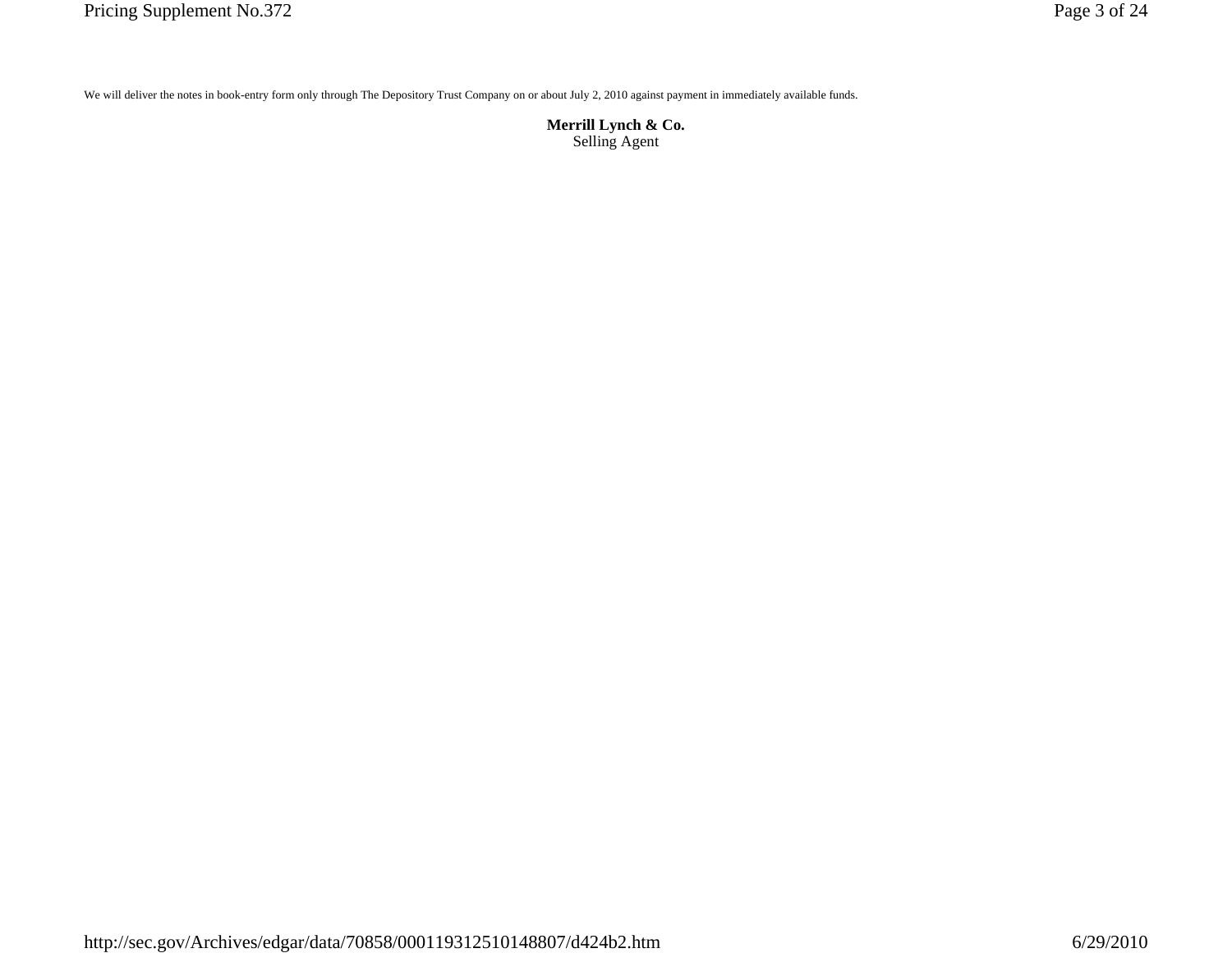We will deliver the notes in book-entry form only through The Depository Trust Company on or about July 2, 2010 against payment in immediately available funds.

**Merrill Lynch & Co.**
Selling Agent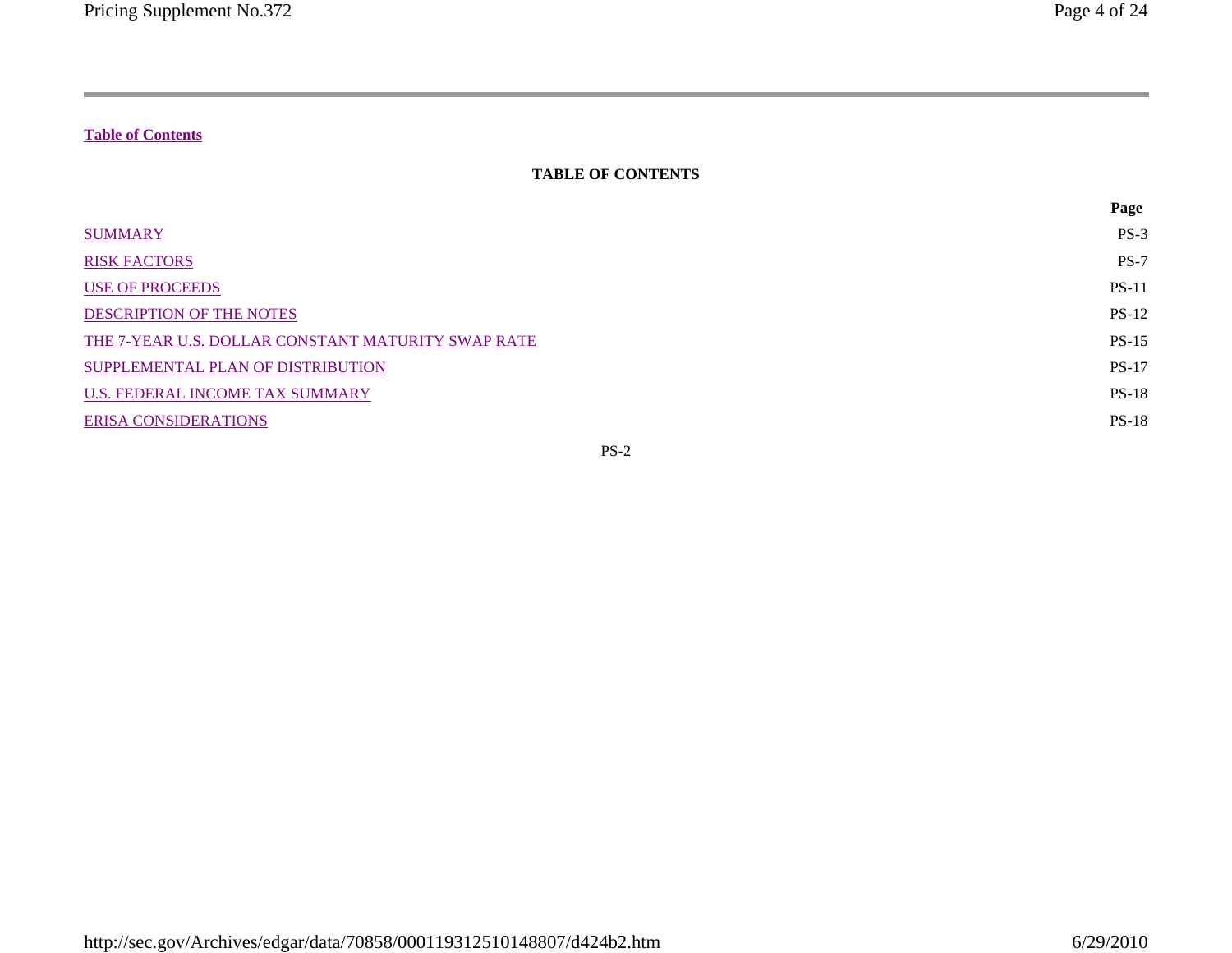**Table of Contents**

## TABLE OF CONTENTS

| | Page |
|---|---|
| SUMMARY | PS-3 |
| RISK FACTORS | PS-7 |
| USE OF PROCEEDS | PS-11 |
| DESCRIPTION OF THE NOTES | PS-12 |
| THE 7-YEAR U.S. DOLLAR CONSTANT MATURITY SWAP RATE | PS-15 |
| SUPPLEMENTAL PLAN OF DISTRIBUTION | PS-17 |
| U.S. FEDERAL INCOME TAX SUMMARY | PS-18 |
| ERISA CONSIDERATIONS | PS-18 |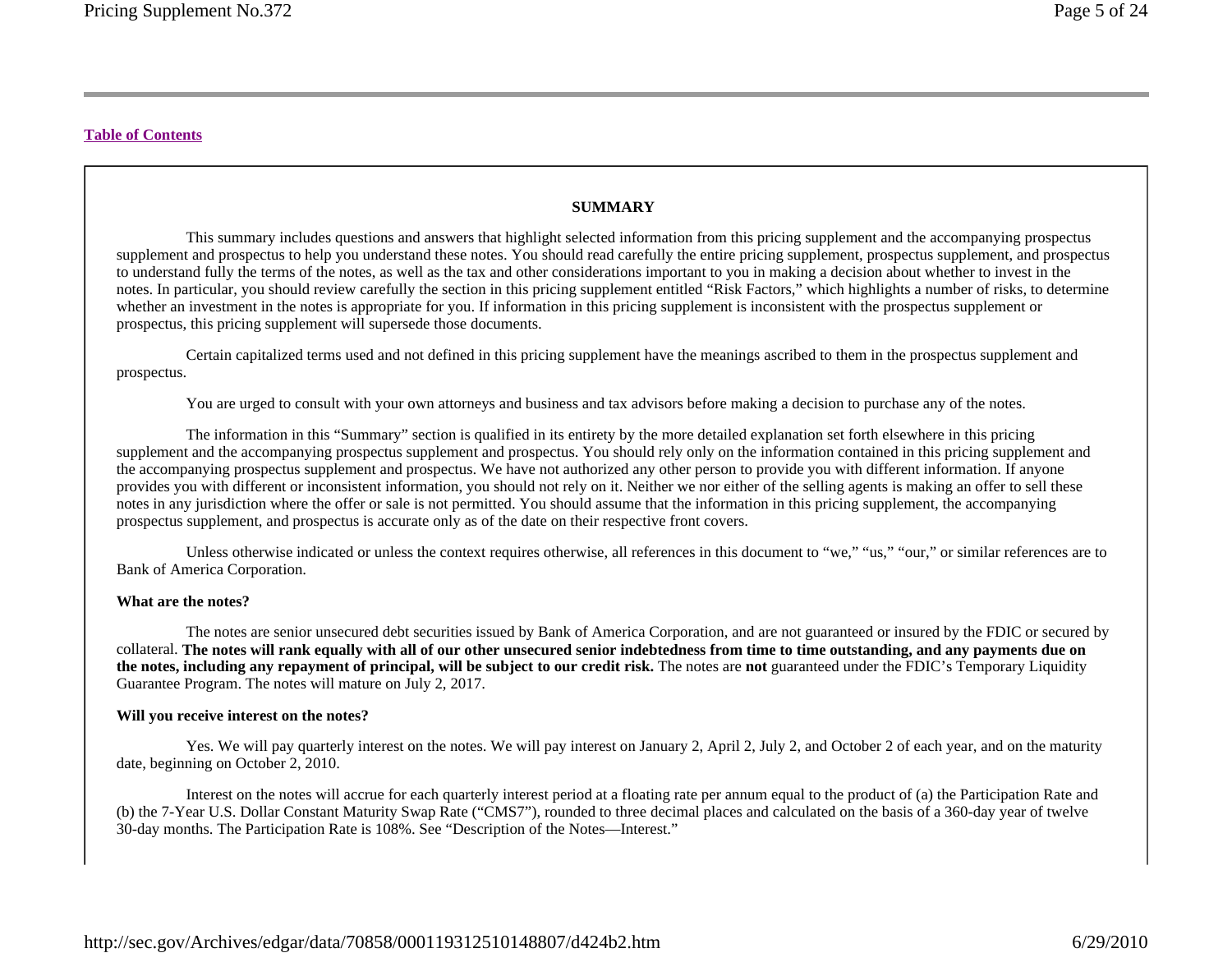[Table of Contents](#)

## SUMMARY

This summary includes questions and answers that highlight selected information from this pricing supplement and the accompanying prospectus supplement and prospectus to help you understand these notes. You should read carefully the entire pricing supplement, prospectus supplement, and prospectus to understand fully the terms of the notes, as well as the tax and other considerations important to you in making a decision about whether to invest in the notes. In particular, you should review carefully the section in this pricing supplement entitled "Risk Factors," which highlights a number of risks, to determine whether an investment in the notes is appropriate for you. If information in this pricing supplement is inconsistent with the prospectus supplement or prospectus, this pricing supplement will supersede those documents.

Certain capitalized terms used and not defined in this pricing supplement have the meanings ascribed to them in the prospectus supplement and prospectus.

You are urged to consult with your own attorneys and business and tax advisors before making a decision to purchase any of the notes.

The information in this "Summary" section is qualified in its entirety by the more detailed explanation set forth elsewhere in this pricing supplement and the accompanying prospectus supplement and prospectus. You should rely only on the information contained in this pricing supplement and the accompanying prospectus supplement and prospectus. We have not authorized any other person to provide you with different information. If anyone provides you with different or inconsistent information, you should not rely on it. Neither we nor either of the selling agents is making an offer to sell these notes in any jurisdiction where the offer or sale is not permitted. You should assume that the information in this pricing supplement, the accompanying prospectus supplement, and prospectus is accurate only as of the date on their respective front covers.

Unless otherwise indicated or unless the context requires otherwise, all references in this document to "we," "us," "our," or similar references are to Bank of America Corporation.

**What are the notes?**

The notes are senior unsecured debt securities issued by Bank of America Corporation, and are not guaranteed or insured by the FDIC or secured by collateral. **The notes will rank equally with all of our other unsecured senior indebtedness from time to time outstanding, and any payments due on the notes, including any repayment of principal, will be subject to our credit risk.** The notes are **not** guaranteed under the FDIC's Temporary Liquidity Guarantee Program. The notes will mature on July 2, 2017.

**Will you receive interest on the notes?**

Yes. We will pay quarterly interest on the notes. We will pay interest on January 2, April 2, July 2, and October 2 of each year, and on the maturity date, beginning on October 2, 2010.

Interest on the notes will accrue for each quarterly interest period at a floating rate per annum equal to the product of (a) the Participation Rate and (b) the 7-Year U.S. Dollar Constant Maturity Swap Rate ("CMS7"), rounded to three decimal places and calculated on the basis of a 360-day year of twelve 30-day months. The Participation Rate is 108%. See "Description of the Notes—Interest."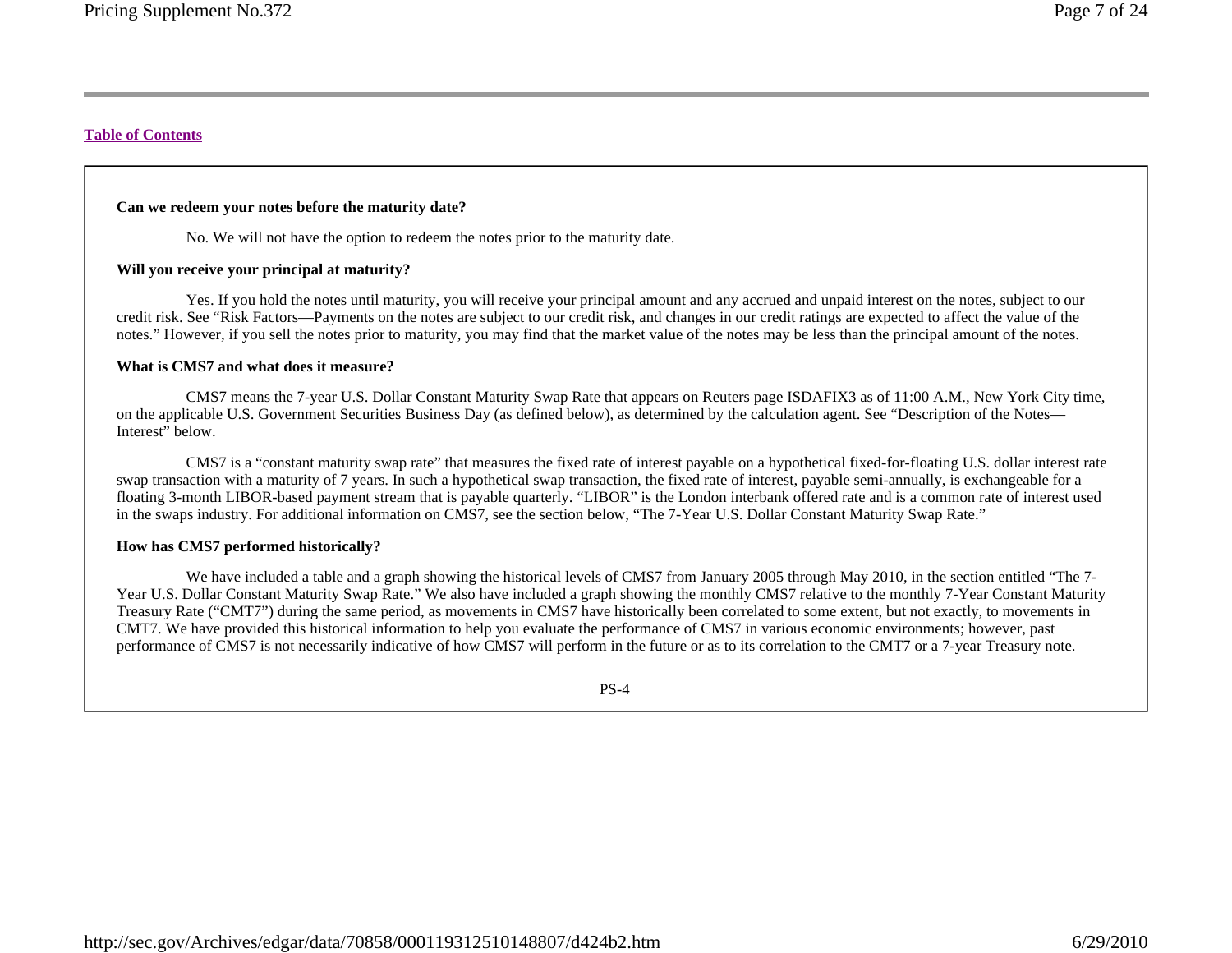Table of Contents

**Can we redeem your notes before the maturity date?**

No. We will not have the option to redeem the notes prior to the maturity date.

**Will you receive your principal at maturity?**

Yes. If you hold the notes until maturity, you will receive your principal amount and any accrued and unpaid interest on the notes, subject to our credit risk. See "Risk Factors—Payments on the notes are subject to our credit risk, and changes in our credit ratings are expected to affect the value of the notes." However, if you sell the notes prior to maturity, you may find that the market value of the notes may be less than the principal amount of the notes.

**What is CMS7 and what does it measure?**

CMS7 means the 7-year U.S. Dollar Constant Maturity Swap Rate that appears on Reuters page ISDAFIX3 as of 11:00 A.M., New York City time, on the applicable U.S. Government Securities Business Day (as defined below), as determined by the calculation agent. See "Description of the Notes—Interest" below.

CMS7 is a "constant maturity swap rate" that measures the fixed rate of interest payable on a hypothetical fixed-for-floating U.S. dollar interest rate swap transaction with a maturity of 7 years. In such a hypothetical swap transaction, the fixed rate of interest, payable semi-annually, is exchangeable for a floating 3-month LIBOR-based payment stream that is payable quarterly. "LIBOR" is the London interbank offered rate and is a common rate of interest used in the swaps industry. For additional information on CMS7, see the section below, "The 7-Year U.S. Dollar Constant Maturity Swap Rate."

**How has CMS7 performed historically?**

We have included a table and a graph showing the historical levels of CMS7 from January 2005 through May 2010, in the section entitled "The 7-Year U.S. Dollar Constant Maturity Swap Rate." We also have included a graph showing the monthly CMS7 relative to the monthly 7-Year Constant Maturity Treasury Rate ("CMT7") during the same period, as movements in CMS7 have historically been correlated to some extent, but not exactly, to movements in CMT7. We have provided this historical information to help you evaluate the performance of CMS7 in various economic environments; however, past performance of CMS7 is not necessarily indicative of how CMS7 will perform in the future or as to its correlation to the CMT7 or a 7-year Treasury note.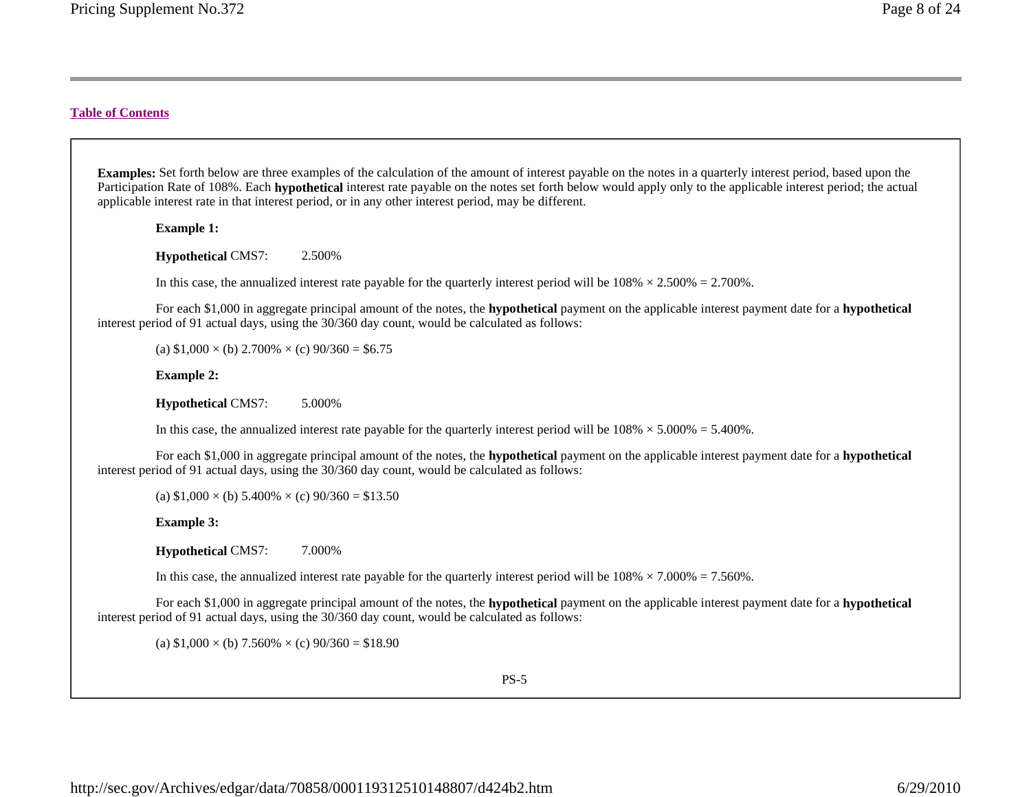[Table of Contents](#)

**Examples:** Set forth below are three examples of the calculation of the amount of interest payable on the notes in a quarterly interest period, based upon the Participation Rate of 108%. Each **hypothetical** interest rate payable on the notes set forth below would apply only to the applicable interest period; the actual applicable interest rate in that interest period, or in any other interest period, may be different.

**Example 1:**

**Hypothetical** CMS7: 2.500%

In this case, the annualized interest rate payable for the quarterly interest period will be 108% × 2.500% = 2.700%.

For each $1,000 in aggregate principal amount of the notes, the **hypothetical** payment on the applicable interest payment date for a **hypothetical** interest period of 91 actual days, using the 30/360 day count, would be calculated as follows:

(a) $1,000 × (b) 2.700% × (c) 90/360 = $6.75

**Example 2:**

**Hypothetical** CMS7: 5.000%

In this case, the annualized interest rate payable for the quarterly interest period will be 108% × 5.000% = 5.400%.

For each $1,000 in aggregate principal amount of the notes, the **hypothetical** payment on the applicable interest payment date for a **hypothetical** interest period of 91 actual days, using the 30/360 day count, would be calculated as follows:

(a) $1,000 × (b) 5.400% × (c) 90/360 = $13.50

**Example 3:**

**Hypothetical** CMS7: 7.000%

In this case, the annualized interest rate payable for the quarterly interest period will be 108% × 7.000% = 7.560%.

For each $1,000 in aggregate principal amount of the notes, the **hypothetical** payment on the applicable interest payment date for a **hypothetical** interest period of 91 actual days, using the 30/360 day count, would be calculated as follows:

(a) $1,000 × (b) 7.560% × (c) 90/360 = $18.90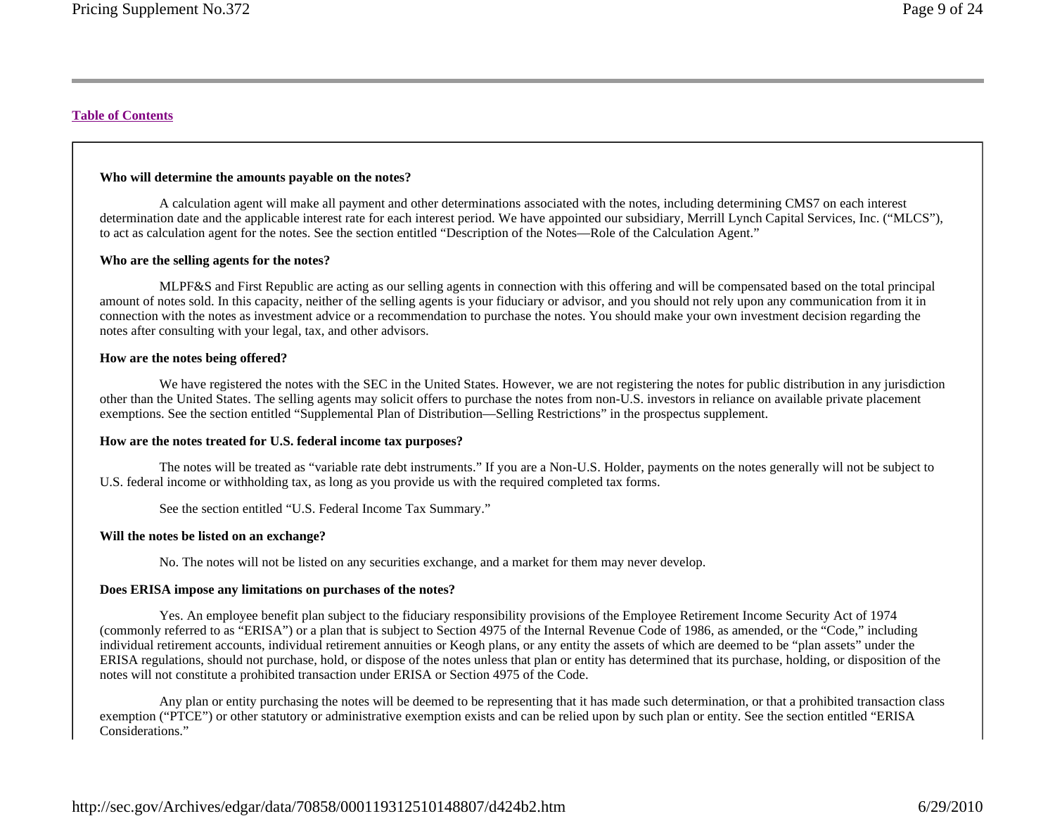Table of Contents

**Who will determine the amounts payable on the notes?**

A calculation agent will make all payment and other determinations associated with the notes, including determining CMS7 on each interest determination date and the applicable interest rate for each interest period. We have appointed our subsidiary, Merrill Lynch Capital Services, Inc. ("MLCS"), to act as calculation agent for the notes. See the section entitled "Description of the Notes—Role of the Calculation Agent."

**Who are the selling agents for the notes?**

MLPF&S and First Republic are acting as our selling agents in connection with this offering and will be compensated based on the total principal amount of notes sold. In this capacity, neither of the selling agents is your fiduciary or advisor, and you should not rely upon any communication from it in connection with the notes as investment advice or a recommendation to purchase the notes. You should make your own investment decision regarding the notes after consulting with your legal, tax, and other advisors.

**How are the notes being offered?**

We have registered the notes with the SEC in the United States. However, we are not registering the notes for public distribution in any jurisdiction other than the United States. The selling agents may solicit offers to purchase the notes from non-U.S. investors in reliance on available private placement exemptions. See the section entitled "Supplemental Plan of Distribution—Selling Restrictions" in the prospectus supplement.

**How are the notes treated for U.S. federal income tax purposes?**

The notes will be treated as "variable rate debt instruments." If you are a Non-U.S. Holder, payments on the notes generally will not be subject to U.S. federal income or withholding tax, as long as you provide us with the required completed tax forms.

See the section entitled "U.S. Federal Income Tax Summary."

**Will the notes be listed on an exchange?**

No. The notes will not be listed on any securities exchange, and a market for them may never develop.

**Does ERISA impose any limitations on purchases of the notes?**

Yes. An employee benefit plan subject to the fiduciary responsibility provisions of the Employee Retirement Income Security Act of 1974 (commonly referred to as "ERISA") or a plan that is subject to Section 4975 of the Internal Revenue Code of 1986, as amended, or the "Code," including individual retirement accounts, individual retirement annuities or Keogh plans, or any entity the assets of which are deemed to be "plan assets" under the ERISA regulations, should not purchase, hold, or dispose of the notes unless that plan or entity has determined that its purchase, holding, or disposition of the notes will not constitute a prohibited transaction under ERISA or Section 4975 of the Code.

Any plan or entity purchasing the notes will be deemed to be representing that it has made such determination, or that a prohibited transaction class exemption ("PTCE") or other statutory or administrative exemption exists and can be relied upon by such plan or entity. See the section entitled "ERISA Considerations."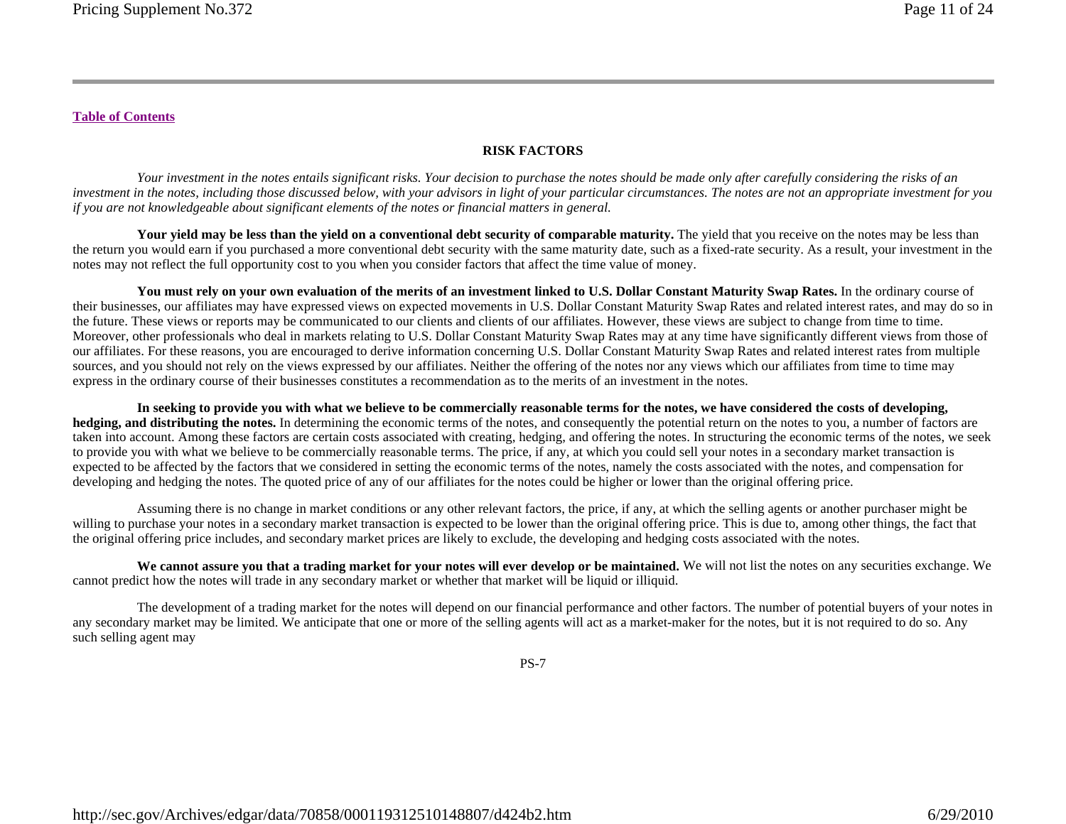[Table of Contents](#)

## RISK FACTORS

*Your investment in the notes entails significant risks. Your decision to purchase the notes should be made only after carefully considering the risks of an investment in the notes, including those discussed below, with your advisors in light of your particular circumstances. The notes are not an appropriate investment for you if you are not knowledgeable about significant elements of the notes or financial matters in general.*

**Your yield may be less than the yield on a conventional debt security of comparable maturity.** The yield that you receive on the notes may be less than the return you would earn if you purchased a more conventional debt security with the same maturity date, such as a fixed-rate security. As a result, your investment in the notes may not reflect the full opportunity cost to you when you consider factors that affect the time value of money.

**You must rely on your own evaluation of the merits of an investment linked to U.S. Dollar Constant Maturity Swap Rates.** In the ordinary course of their businesses, our affiliates may have expressed views on expected movements in U.S. Dollar Constant Maturity Swap Rates and related interest rates, and may do so in the future. These views or reports may be communicated to our clients and clients of our affiliates. However, these views are subject to change from time to time. Moreover, other professionals who deal in markets relating to U.S. Dollar Constant Maturity Swap Rates may at any time have significantly different views from those of our affiliates. For these reasons, you are encouraged to derive information concerning U.S. Dollar Constant Maturity Swap Rates and related interest rates from multiple sources, and you should not rely on the views expressed by our affiliates. Neither the offering of the notes nor any views which our affiliates from time to time may express in the ordinary course of their businesses constitutes a recommendation as to the merits of an investment in the notes.

**In seeking to provide you with what we believe to be commercially reasonable terms for the notes, we have considered the costs of developing, hedging, and distributing the notes.** In determining the economic terms of the notes, and consequently the potential return on the notes to you, a number of factors are taken into account. Among these factors are certain costs associated with creating, hedging, and offering the notes. In structuring the economic terms of the notes, we seek to provide you with what we believe to be commercially reasonable terms. The price, if any, at which you could sell your notes in a secondary market transaction is expected to be affected by the factors that we considered in setting the economic terms of the notes, namely the costs associated with the notes, and compensation for developing and hedging the notes. The quoted price of any of our affiliates for the notes could be higher or lower than the original offering price.

Assuming there is no change in market conditions or any other relevant factors, the price, if any, at which the selling agents or another purchaser might be willing to purchase your notes in a secondary market transaction is expected to be lower than the original offering price. This is due to, among other things, the fact that the original offering price includes, and secondary market prices are likely to exclude, the developing and hedging costs associated with the notes.

**We cannot assure you that a trading market for your notes will ever develop or be maintained.** We will not list the notes on any securities exchange. We cannot predict how the notes will trade in any secondary market or whether that market will be liquid or illiquid.

The development of a trading market for the notes will depend on our financial performance and other factors. The number of potential buyers of your notes in any secondary market may be limited. We anticipate that one or more of the selling agents will act as a market-maker for the notes, but it is not required to do so. Any such selling agent may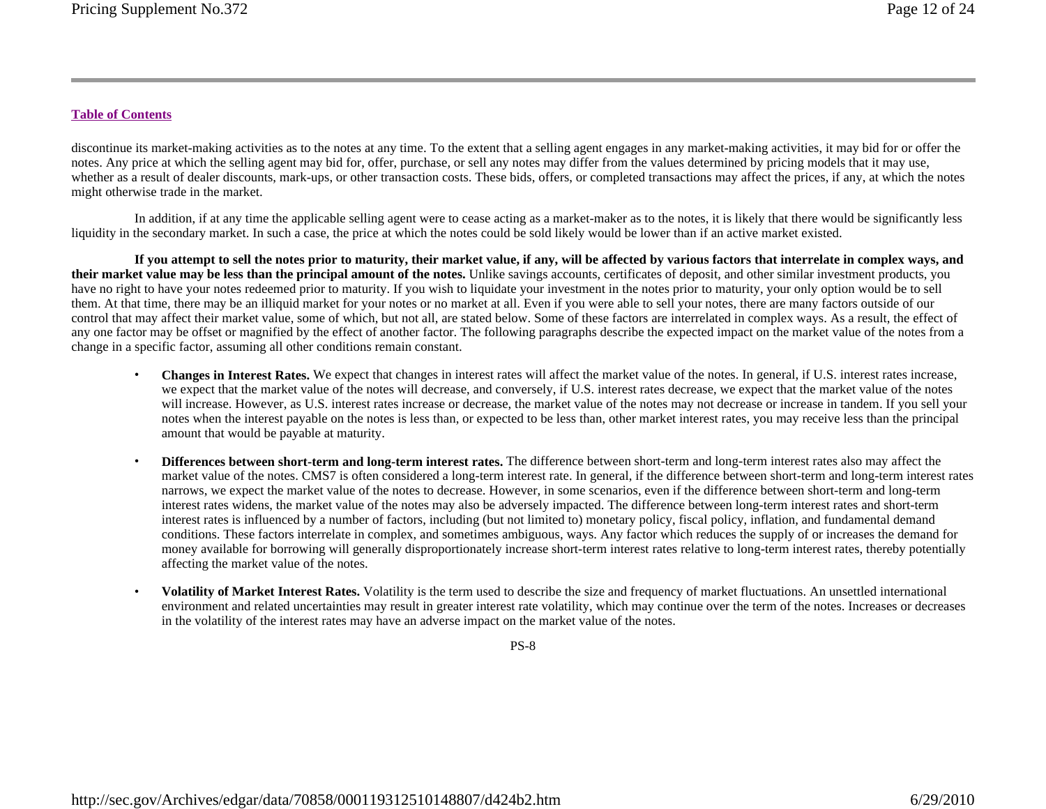discontinue its market-making activities as to the notes at any time. To the extent that a selling agent engages in any market-making activities, it may bid for or offer the notes. Any price at which the selling agent may bid for, offer, purchase, or sell any notes may differ from the values determined by pricing models that it may use, whether as a result of dealer discounts, mark-ups, or other transaction costs. These bids, offers, or completed transactions may affect the prices, if any, at which the notes might otherwise trade in the market.

In addition, if at any time the applicable selling agent were to cease acting as a market-maker as to the notes, it is likely that there would be significantly less liquidity in the secondary market. In such a case, the price at which the notes could be sold likely would be lower than if an active market existed.

**If you attempt to sell the notes prior to maturity, their market value, if any, will be affected by various factors that interrelate in complex ways, and their market value may be less than the principal amount of the notes.** Unlike savings accounts, certificates of deposit, and other similar investment products, you have no right to have your notes redeemed prior to maturity. If you wish to liquidate your investment in the notes prior to maturity, your only option would be to sell them. At that time, there may be an illiquid market for your notes or no market at all. Even if you were able to sell your notes, there are many factors outside of our control that may affect their market value, some of which, but not all, are stated below. Some of these factors are interrelated in complex ways. As a result, the effect of any one factor may be offset or magnified by the effect of another factor. The following paragraphs describe the expected impact on the market value of the notes from a change in a specific factor, assuming all other conditions remain constant.

- **Changes in Interest Rates.** We expect that changes in interest rates will affect the market value of the notes. In general, if U.S. interest rates increase, we expect that the market value of the notes will decrease, and conversely, if U.S. interest rates decrease, we expect that the market value of the notes will increase. However, as U.S. interest rates increase or decrease, the market value of the notes may not decrease or increase in tandem. If you sell your notes when the interest payable on the notes is less than, or expected to be less than, other market interest rates, you may receive less than the principal amount that would be payable at maturity.

- **Differences between short-term and long-term interest rates.** The difference between short-term and long-term interest rates also may affect the market value of the notes. CMS7 is often considered a long-term interest rate. In general, if the difference between short-term and long-term interest rates narrows, we expect the market value of the notes to decrease. However, in some scenarios, even if the difference between short-term and long-term interest rates widens, the market value of the notes may also be adversely impacted. The difference between long-term interest rates and short-term interest rates is influenced by a number of factors, including (but not limited to) monetary policy, fiscal policy, inflation, and fundamental demand conditions. These factors interrelate in complex, and sometimes ambiguous, ways. Any factor which reduces the supply of or increases the demand for money available for borrowing will generally disproportionately increase short-term interest rates relative to long-term interest rates, thereby potentially affecting the market value of the notes.

- **Volatility of Market Interest Rates.** Volatility is the term used to describe the size and frequency of market fluctuations. An unsettled international environment and related uncertainties may result in greater interest rate volatility, which may continue over the term of the notes. Increases or decreases in the volatility of the interest rates may have an adverse impact on the market value of the notes.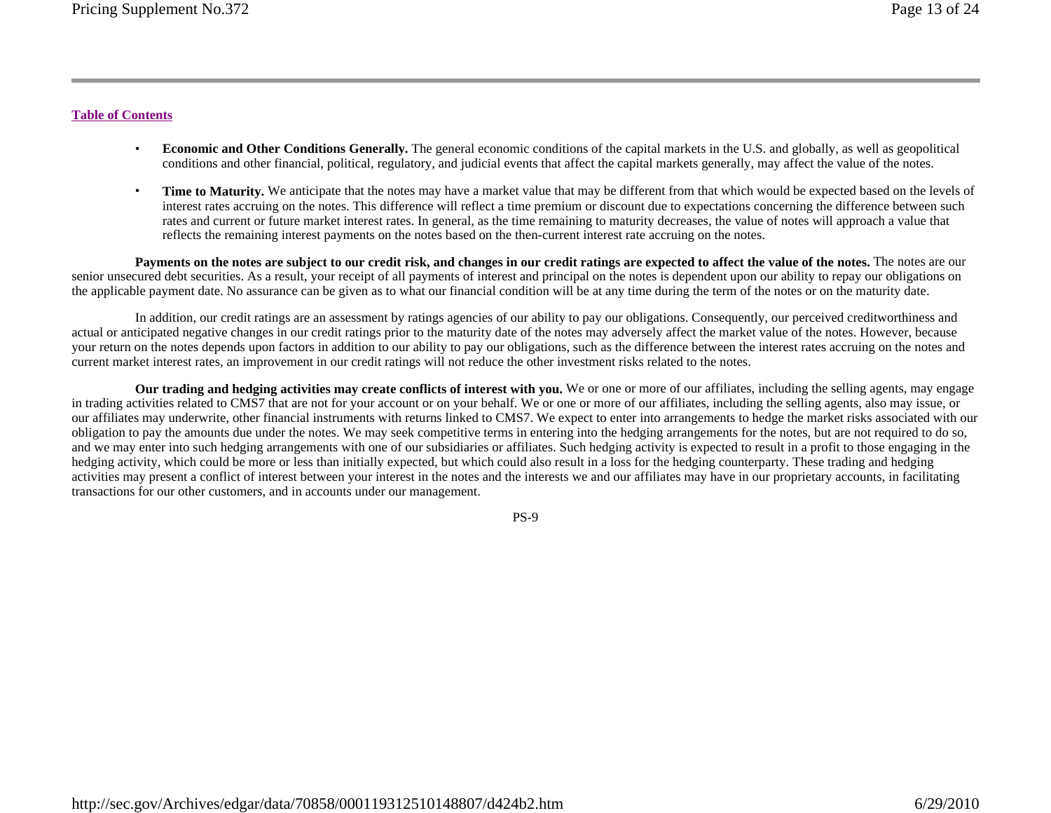[Table of Contents](#)

- **Economic and Other Conditions Generally.** The general economic conditions of the capital markets in the U.S. and globally, as well as geopolitical conditions and other financial, political, regulatory, and judicial events that affect the capital markets generally, may affect the value of the notes.

- **Time to Maturity.** We anticipate that the notes may have a market value that may be different from that which would be expected based on the levels of interest rates accruing on the notes. This difference will reflect a time premium or discount due to expectations concerning the difference between such rates and current or future market interest rates. In general, as the time remaining to maturity decreases, the value of notes will approach a value that reflects the remaining interest payments on the notes based on the then-current interest rate accruing on the notes.

**Payments on the notes are subject to our credit risk, and changes in our credit ratings are expected to affect the value of the notes.** The notes are our senior unsecured debt securities. As a result, your receipt of all payments of interest and principal on the notes is dependent upon our ability to repay our obligations on the applicable payment date. No assurance can be given as to what our financial condition will be at any time during the term of the notes or on the maturity date.

In addition, our credit ratings are an assessment by ratings agencies of our ability to pay our obligations. Consequently, our perceived creditworthiness and actual or anticipated negative changes in our credit ratings prior to the maturity date of the notes may adversely affect the market value of the notes. However, because your return on the notes depends upon factors in addition to our ability to pay our obligations, such as the difference between the interest rates accruing on the notes and current market interest rates, an improvement in our credit ratings will not reduce the other investment risks related to the notes.

**Our trading and hedging activities may create conflicts of interest with you.** We or one or more of our affiliates, including the selling agents, may engage in trading activities related to CMS7 that are not for your account or on your behalf. We or one or more of our affiliates, including the selling agents, also may issue, or our affiliates may underwrite, other financial instruments with returns linked to CMS7. We expect to enter into arrangements to hedge the market risks associated with our obligation to pay the amounts due under the notes. We may seek competitive terms in entering into the hedging arrangements for the notes, but are not required to do so, and we may enter into such hedging arrangements with one of our subsidiaries or affiliates. Such hedging activity is expected to result in a profit to those engaging in the hedging activity, which could be more or less than initially expected, but which could also result in a loss for the hedging counterparty. These trading and hedging activities may present a conflict of interest between your interest in the notes and the interests we and our affiliates may have in our proprietary accounts, in facilitating transactions for our other customers, and in accounts under our management.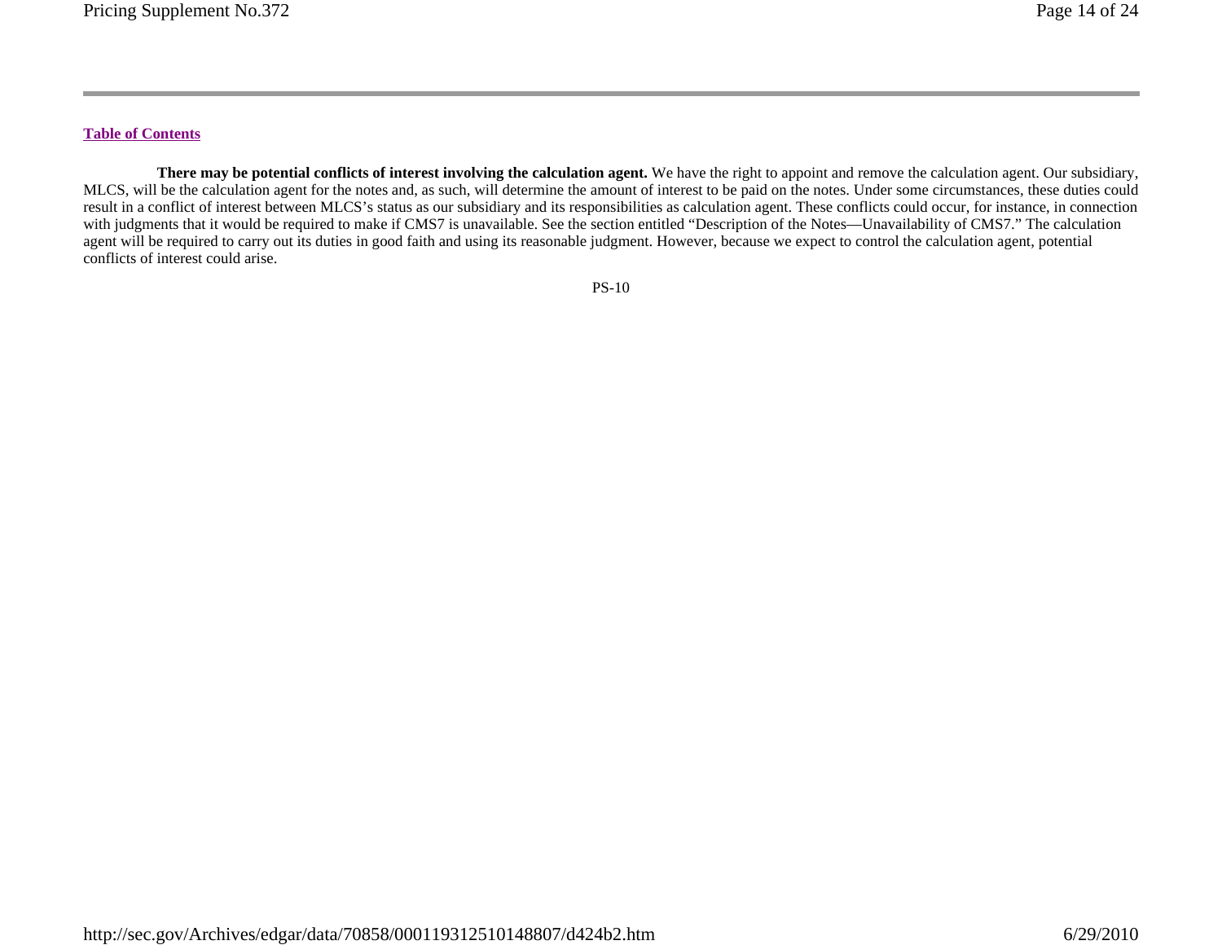[Table of Contents](#)

**There may be potential conflicts of interest involving the calculation agent.** We have the right to appoint and remove the calculation agent. Our subsidiary, MLCS, will be the calculation agent for the notes and, as such, will determine the amount of interest to be paid on the notes. Under some circumstances, these duties could result in a conflict of interest between MLCS's status as our subsidiary and its responsibilities as calculation agent. These conflicts could occur, for instance, in connection with judgments that it would be required to make if CMS7 is unavailable. See the section entitled "Description of the Notes—Unavailability of CMS7." The calculation agent will be required to carry out its duties in good faith and using its reasonable judgment. However, because we expect to control the calculation agent, potential conflicts of interest could arise.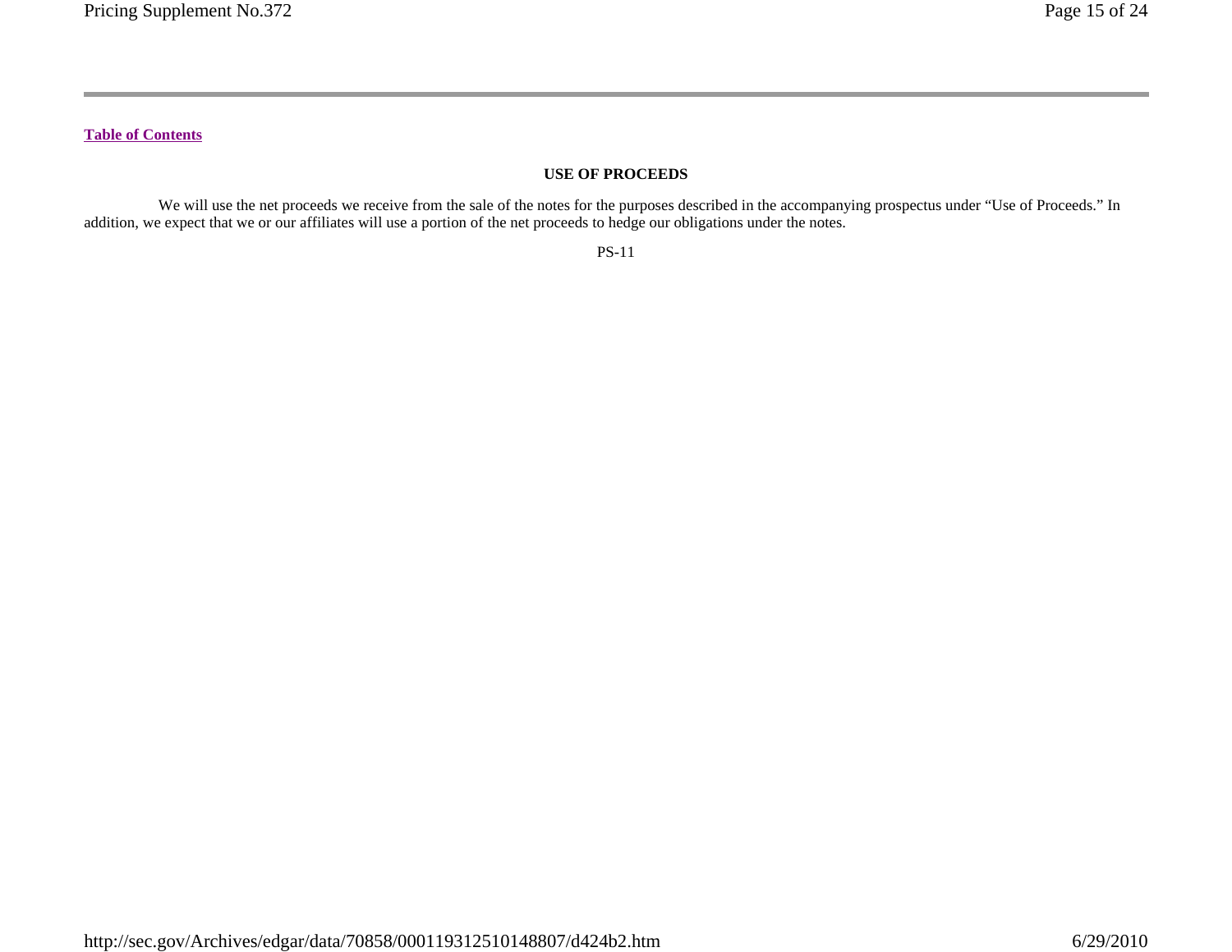[Table of Contents]

## USE OF PROCEEDS

We will use the net proceeds we receive from the sale of the notes for the purposes described in the accompanying prospectus under "Use of Proceeds." In addition, we expect that we or our affiliates will use a portion of the net proceeds to hedge our obligations under the notes.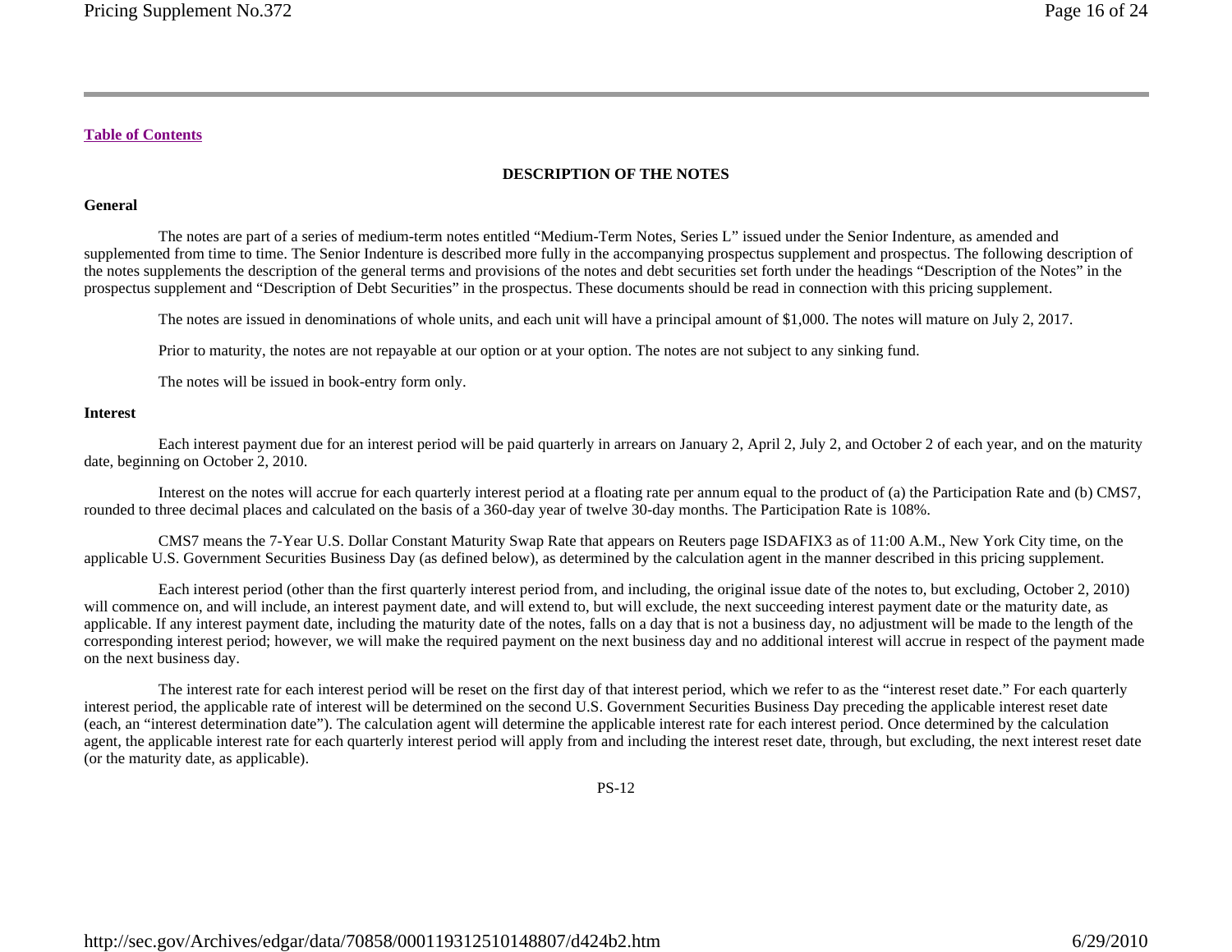[Table of Contents](#)

## DESCRIPTION OF THE NOTES

### General

The notes are part of a series of medium-term notes entitled "Medium-Term Notes, Series L" issued under the Senior Indenture, as amended and supplemented from time to time. The Senior Indenture is described more fully in the accompanying prospectus supplement and prospectus. The following description of the notes supplements the description of the general terms and provisions of the notes and debt securities set forth under the headings "Description of the Notes" in the prospectus supplement and "Description of Debt Securities" in the prospectus. These documents should be read in connection with this pricing supplement.

The notes are issued in denominations of whole units, and each unit will have a principal amount of $1,000. The notes will mature on July 2, 2017.

Prior to maturity, the notes are not repayable at our option or at your option. The notes are not subject to any sinking fund.

The notes will be issued in book-entry form only.

### Interest

Each interest payment due for an interest period will be paid quarterly in arrears on January 2, April 2, July 2, and October 2 of each year, and on the maturity date, beginning on October 2, 2010.

Interest on the notes will accrue for each quarterly interest period at a floating rate per annum equal to the product of (a) the Participation Rate and (b) CMS7, rounded to three decimal places and calculated on the basis of a 360-day year of twelve 30-day months. The Participation Rate is 108%.

CMS7 means the 7-Year U.S. Dollar Constant Maturity Swap Rate that appears on Reuters page ISDAFIX3 as of 11:00 A.M., New York City time, on the applicable U.S. Government Securities Business Day (as defined below), as determined by the calculation agent in the manner described in this pricing supplement.

Each interest period (other than the first quarterly interest period from, and including, the original issue date of the notes to, but excluding, October 2, 2010) will commence on, and will include, an interest payment date, and will extend to, but will exclude, the next succeeding interest payment date or the maturity date, as applicable. If any interest payment date, including the maturity date of the notes, falls on a day that is not a business day, no adjustment will be made to the length of the corresponding interest period; however, we will make the required payment on the next business day and no additional interest will accrue in respect of the payment made on the next business day.

The interest rate for each interest period will be reset on the first day of that interest period, which we refer to as the "interest reset date." For each quarterly interest period, the applicable rate of interest will be determined on the second U.S. Government Securities Business Day preceding the applicable interest reset date (each, an "interest determination date"). The calculation agent will determine the applicable interest rate for each interest period. Once determined by the calculation agent, the applicable interest rate for each quarterly interest period will apply from and including the interest reset date, through, but excluding, the next interest reset date (or the maturity date, as applicable).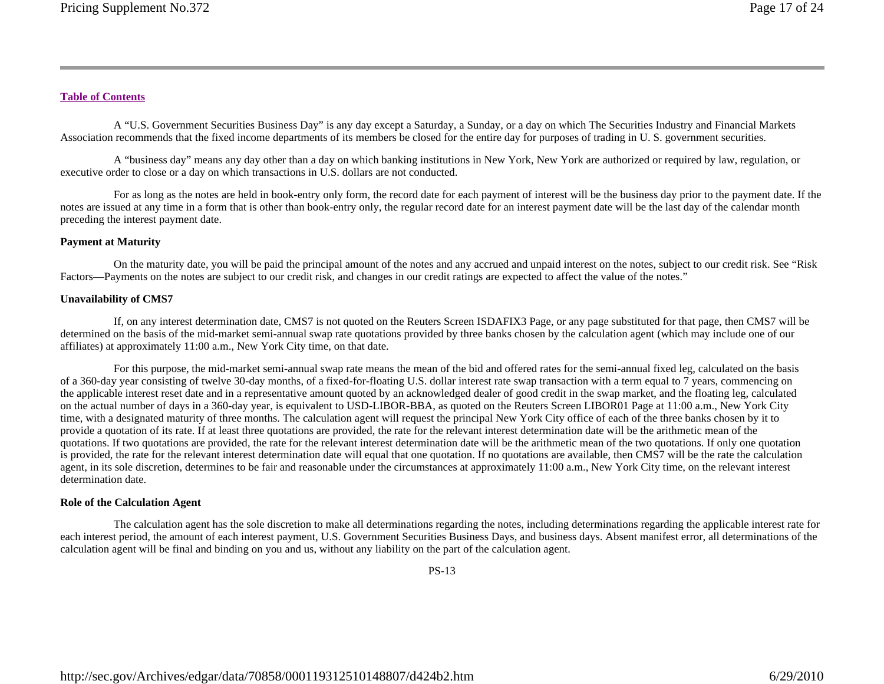[Table of Contents](#)

A "U.S. Government Securities Business Day" is any day except a Saturday, a Sunday, or a day on which The Securities Industry and Financial Markets Association recommends that the fixed income departments of its members be closed for the entire day for purposes of trading in U. S. government securities.

A "business day" means any day other than a day on which banking institutions in New York, New York are authorized or required by law, regulation, or executive order to close or a day on which transactions in U.S. dollars are not conducted.

For as long as the notes are held in book-entry only form, the record date for each payment of interest will be the business day prior to the payment date. If the notes are issued at any time in a form that is other than book-entry only, the regular record date for an interest payment date will be the last day of the calendar month preceding the interest payment date.

**Payment at Maturity**

On the maturity date, you will be paid the principal amount of the notes and any accrued and unpaid interest on the notes, subject to our credit risk. See "Risk Factors—Payments on the notes are subject to our credit risk, and changes in our credit ratings are expected to affect the value of the notes."

**Unavailability of CMS7**

If, on any interest determination date, CMS7 is not quoted on the Reuters Screen ISDAFIX3 Page, or any page substituted for that page, then CMS7 will be determined on the basis of the mid-market semi-annual swap rate quotations provided by three banks chosen by the calculation agent (which may include one of our affiliates) at approximately 11:00 a.m., New York City time, on that date.

For this purpose, the mid-market semi-annual swap rate means the mean of the bid and offered rates for the semi-annual fixed leg, calculated on the basis of a 360-day year consisting of twelve 30-day months, of a fixed-for-floating U.S. dollar interest rate swap transaction with a term equal to 7 years, commencing on the applicable interest reset date and in a representative amount quoted by an acknowledged dealer of good credit in the swap market, and the floating leg, calculated on the actual number of days in a 360-day year, is equivalent to USD-LIBOR-BBA, as quoted on the Reuters Screen LIBOR01 Page at 11:00 a.m., New York City time, with a designated maturity of three months. The calculation agent will request the principal New York City office of each of the three banks chosen by it to provide a quotation of its rate. If at least three quotations are provided, the rate for the relevant interest determination date will be the arithmetic mean of the quotations. If two quotations are provided, the rate for the relevant interest determination date will be the arithmetic mean of the two quotations. If only one quotation is provided, the rate for the relevant interest determination date will equal that one quotation. If no quotations are available, then CMS7 will be the rate the calculation agent, in its sole discretion, determines to be fair and reasonable under the circumstances at approximately 11:00 a.m., New York City time, on the relevant interest determination date.

**Role of the Calculation Agent**

The calculation agent has the sole discretion to make all determinations regarding the notes, including determinations regarding the applicable interest rate for each interest period, the amount of each interest payment, U.S. Government Securities Business Days, and business days. Absent manifest error, all determinations of the calculation agent will be final and binding on you and us, without any liability on the part of the calculation agent.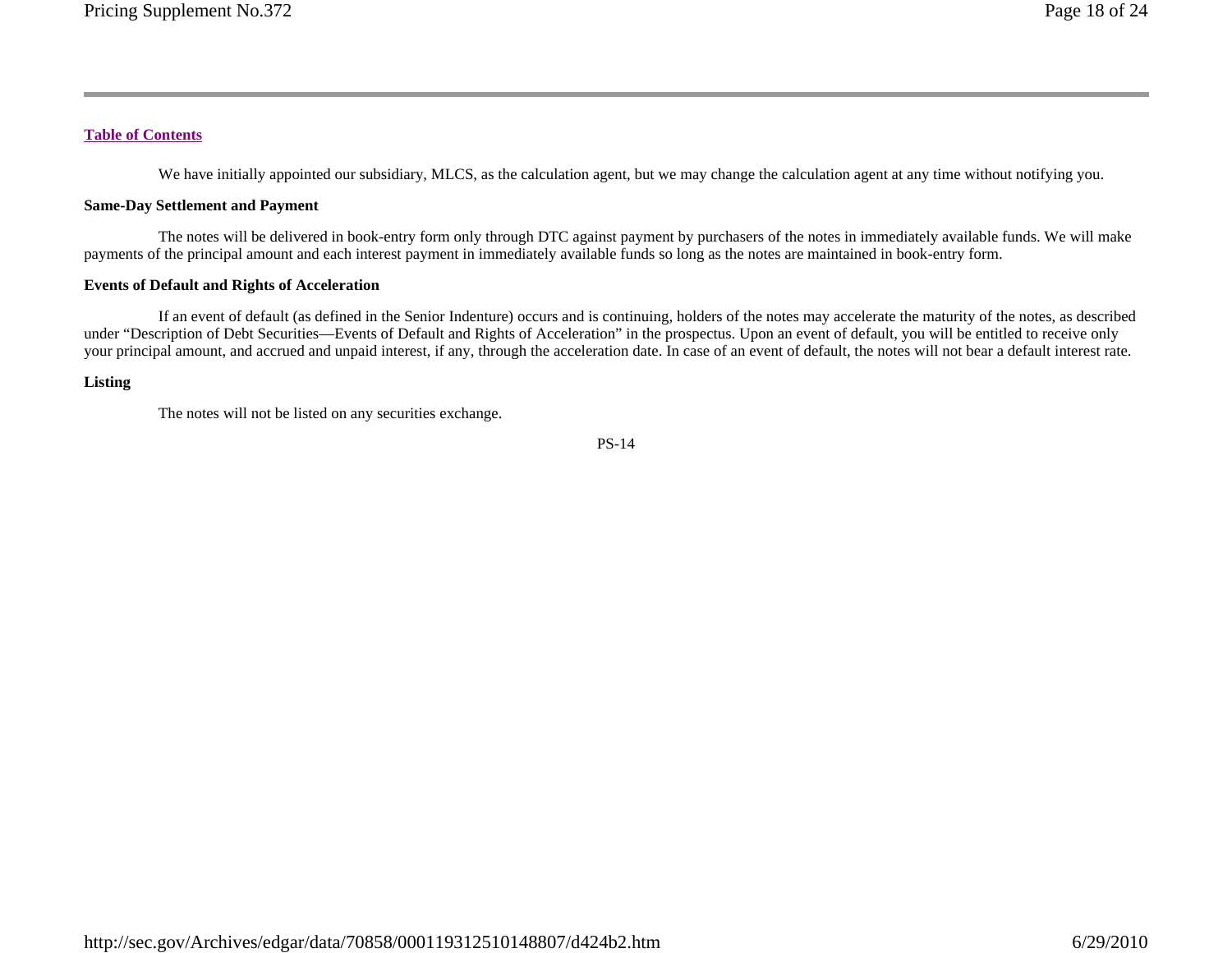[Table of Contents](#)

We have initially appointed our subsidiary, MLCS, as the calculation agent, but we may change the calculation agent at any time without notifying you.

**Same-Day Settlement and Payment**

The notes will be delivered in book-entry form only through DTC against payment by purchasers of the notes in immediately available funds. We will make payments of the principal amount and each interest payment in immediately available funds so long as the notes are maintained in book-entry form.

**Events of Default and Rights of Acceleration**

If an event of default (as defined in the Senior Indenture) occurs and is continuing, holders of the notes may accelerate the maturity of the notes, as described under "Description of Debt Securities—Events of Default and Rights of Acceleration" in the prospectus. Upon an event of default, you will be entitled to receive only your principal amount, and accrued and unpaid interest, if any, through the acceleration date. In case of an event of default, the notes will not bear a default interest rate.

**Listing**

The notes will not be listed on any securities exchange.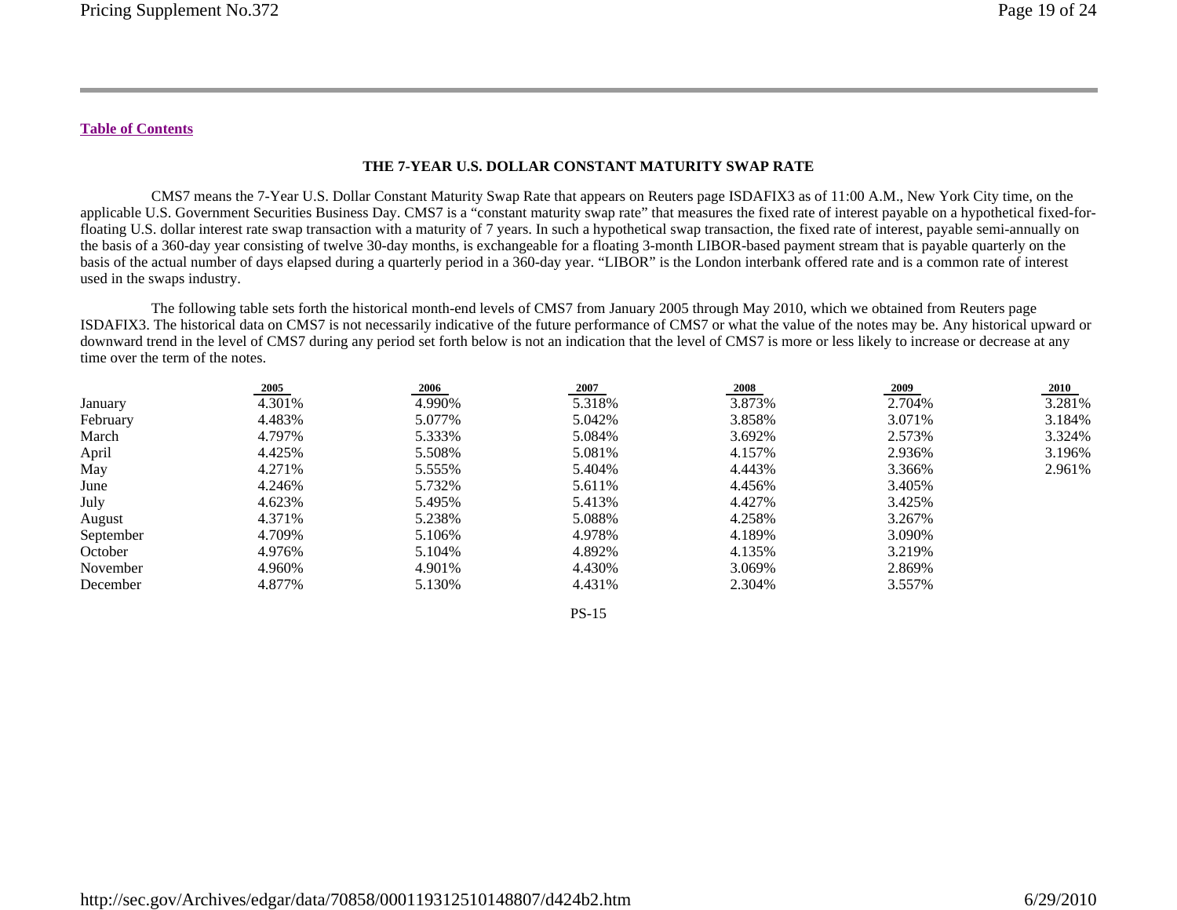[Table of Contents](#)

## THE 7-YEAR U.S. DOLLAR CONSTANT MATURITY SWAP RATE

CMS7 means the 7-Year U.S. Dollar Constant Maturity Swap Rate that appears on Reuters page ISDAFIX3 as of 11:00 A.M., New York City time, on the applicable U.S. Government Securities Business Day. CMS7 is a "constant maturity swap rate" that measures the fixed rate of interest payable on a hypothetical fixed-for-floating U.S. dollar interest rate swap transaction with a maturity of 7 years. In such a hypothetical swap transaction, the fixed rate of interest, payable semi-annually on the basis of a 360-day year consisting of twelve 30-day months, is exchangeable for a floating 3-month LIBOR-based payment stream that is payable quarterly on the basis of the actual number of days elapsed during a quarterly period in a 360-day year. "LIBOR" is the London interbank offered rate and is a common rate of interest used in the swaps industry.

The following table sets forth the historical month-end levels of CMS7 from January 2005 through May 2010, which we obtained from Reuters page ISDAFIX3. The historical data on CMS7 is not necessarily indicative of the future performance of CMS7 or what the value of the notes may be. Any historical upward or downward trend in the level of CMS7 during any period set forth below is not an indication that the level of CMS7 is more or less likely to increase or decrease at any time over the term of the notes.

| | 2005 | 2006 | 2007 | 2008 | 2009 | 2010 |
|---|---|---|---|---|---|---|
| January | 4.301% | 4.990% | 5.318% | 3.873% | 2.704% | 3.281% |
| February | 4.483% | 5.077% | 5.042% | 3.858% | 3.071% | 3.184% |
| March | 4.797% | 5.333% | 5.084% | 3.692% | 2.573% | 3.324% |
| April | 4.425% | 5.508% | 5.081% | 4.157% | 2.936% | 3.196% |
| May | 4.271% | 5.555% | 5.404% | 4.443% | 3.366% | 2.961% |
| June | 4.246% | 5.732% | 5.611% | 4.456% | 3.405% | |
| July | 4.623% | 5.495% | 5.413% | 4.427% | 3.425% | |
| August | 4.371% | 5.238% | 5.088% | 4.258% | 3.267% | |
| September | 4.709% | 5.106% | 4.978% | 4.189% | 3.090% | |
| October | 4.976% | 5.104% | 4.892% | 4.135% | 3.219% | |
| November | 4.960% | 4.901% | 4.430% | 3.069% | 2.869% | |
| December | 4.877% | 5.130% | 4.431% | 2.304% | 3.557% | |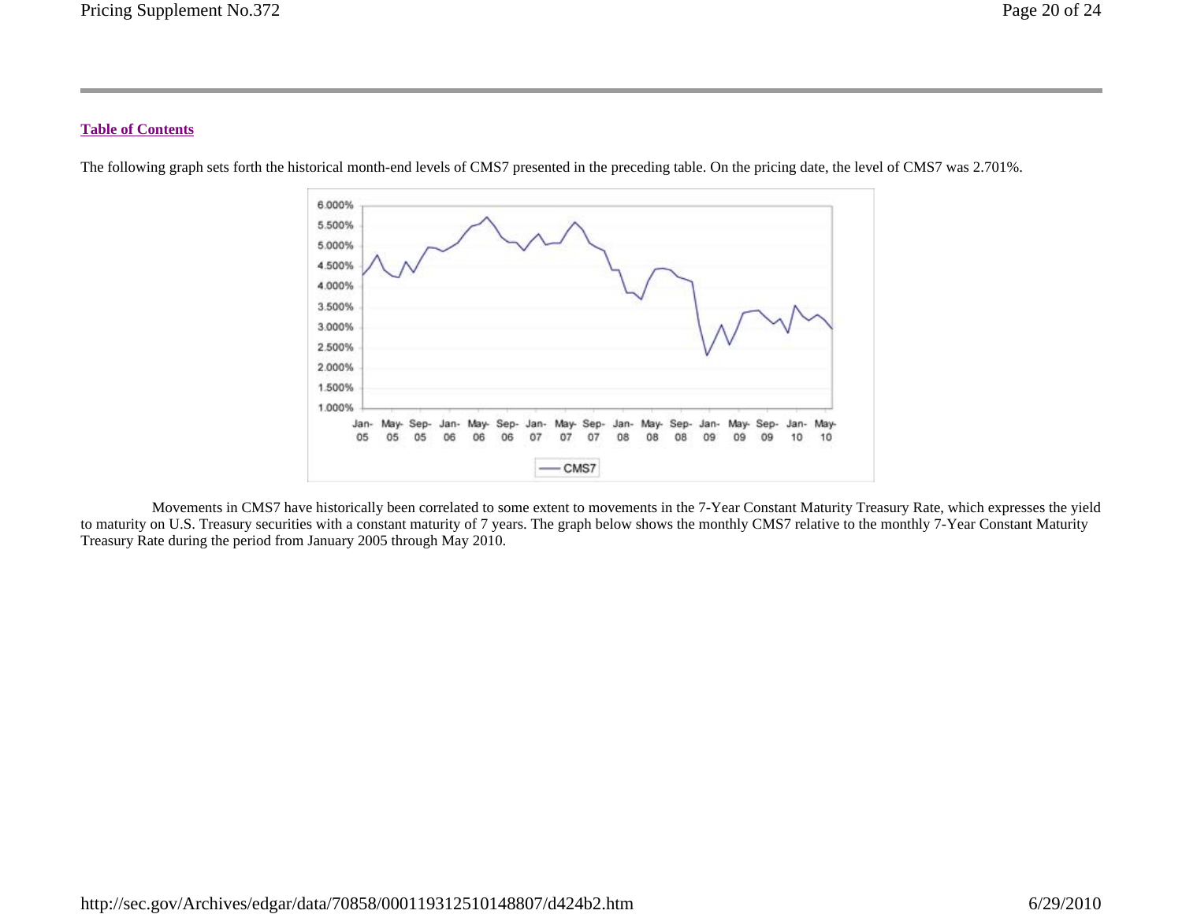**Table of Contents**

The following graph sets forth the historical month-end levels of CMS7 presented in the preceding table. On the pricing date, the level of CMS7 was 2.701%.

Movements in CMS7 have historically been correlated to some extent to movements in the 7-Year Constant Maturity Treasury Rate, which expresses the yield to maturity on U.S. Treasury securities with a constant maturity of 7 years. The graph below shows the monthly CMS7 relative to the monthly 7-Year Constant Maturity Treasury Rate during the period from January 2005 through May 2010.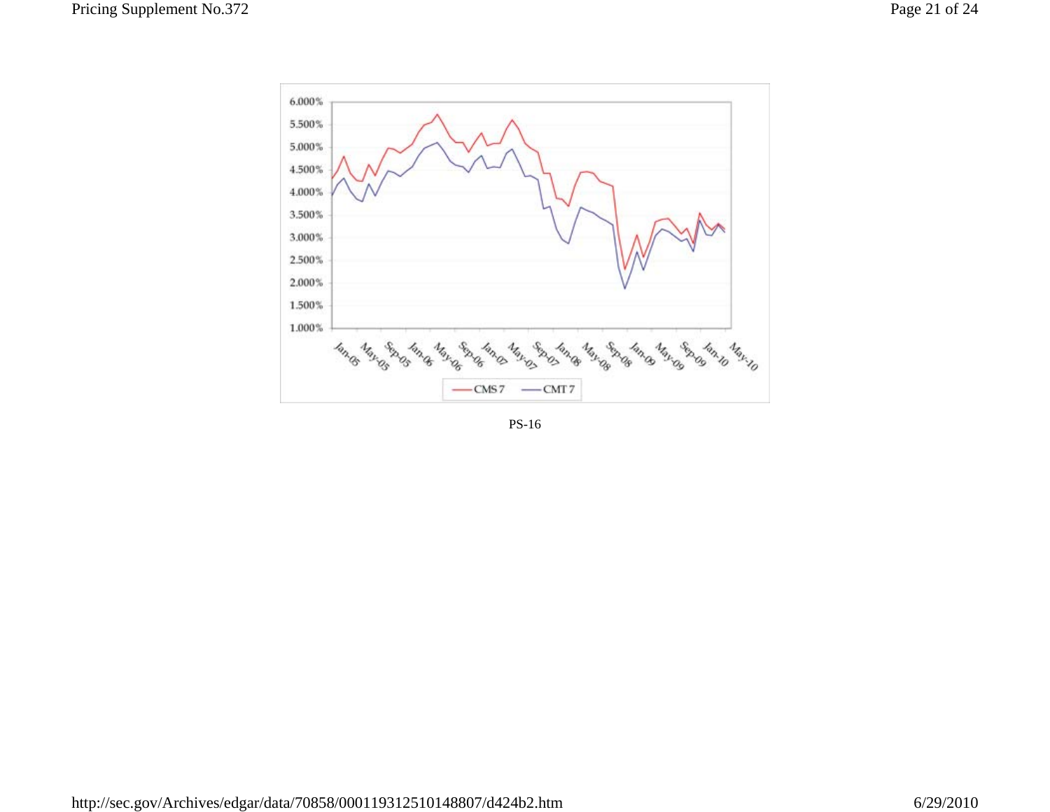6.000%
5.500%
5.000%
4.500%
4.000%
3.500%
3.000%
2.500%
2.000%
1.500%
1.000%

Jan-05 May-05 Sep-05 Jan-06 May-06 Sep-06 Jan-07 May-07 Sep-07 Jan-08 May-08 Sep-08 Jan-09 May-09 Sep-09 Jan-10 May-10

CMS 7 CMT 7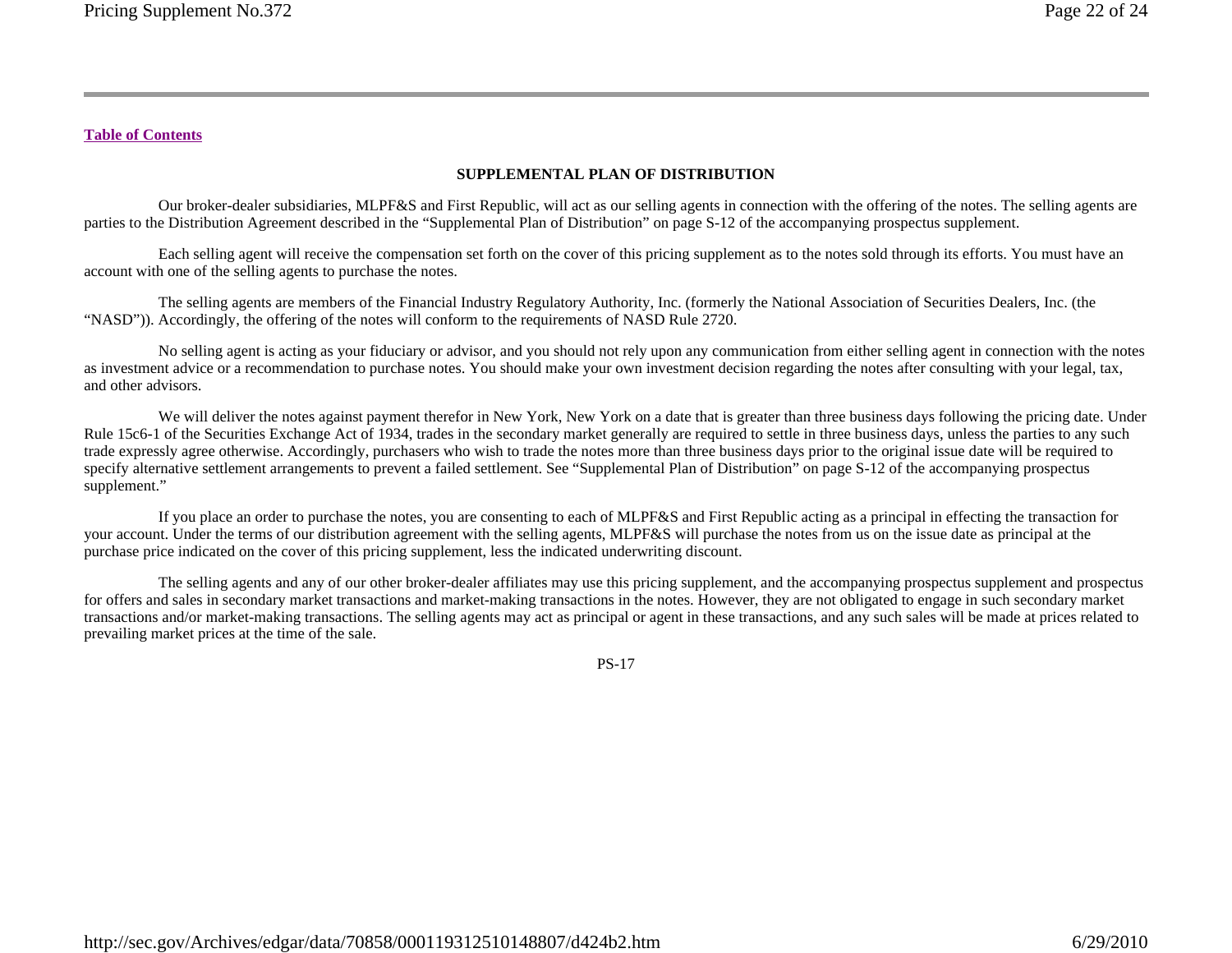[Table of Contents]

## SUPPLEMENTAL PLAN OF DISTRIBUTION

Our broker-dealer subsidiaries, MLPF&S and First Republic, will act as our selling agents in connection with the offering of the notes. The selling agents are parties to the Distribution Agreement described in the "Supplemental Plan of Distribution" on page S-12 of the accompanying prospectus supplement.

Each selling agent will receive the compensation set forth on the cover of this pricing supplement as to the notes sold through its efforts. You must have an account with one of the selling agents to purchase the notes.

The selling agents are members of the Financial Industry Regulatory Authority, Inc. (formerly the National Association of Securities Dealers, Inc. (the "NASD")). Accordingly, the offering of the notes will conform to the requirements of NASD Rule 2720.

No selling agent is acting as your fiduciary or advisor, and you should not rely upon any communication from either selling agent in connection with the notes as investment advice or a recommendation to purchase notes. You should make your own investment decision regarding the notes after consulting with your legal, tax, and other advisors.

We will deliver the notes against payment therefor in New York, New York on a date that is greater than three business days following the pricing date. Under Rule 15c6-1 of the Securities Exchange Act of 1934, trades in the secondary market generally are required to settle in three business days, unless the parties to any such trade expressly agree otherwise. Accordingly, purchasers who wish to trade the notes more than three business days prior to the original issue date will be required to specify alternative settlement arrangements to prevent a failed settlement. See "Supplemental Plan of Distribution" on page S-12 of the accompanying prospectus supplement."

If you place an order to purchase the notes, you are consenting to each of MLPF&S and First Republic acting as a principal in effecting the transaction for your account. Under the terms of our distribution agreement with the selling agents, MLPF&S will purchase the notes from us on the issue date as principal at the purchase price indicated on the cover of this pricing supplement, less the indicated underwriting discount.

The selling agents and any of our other broker-dealer affiliates may use this pricing supplement, and the accompanying prospectus supplement and prospectus for offers and sales in secondary market transactions and market-making transactions in the notes. However, they are not obligated to engage in such secondary market transactions and/or market-making transactions. The selling agents may act as principal or agent in these transactions, and any such sales will be made at prices related to prevailing market prices at the time of the sale.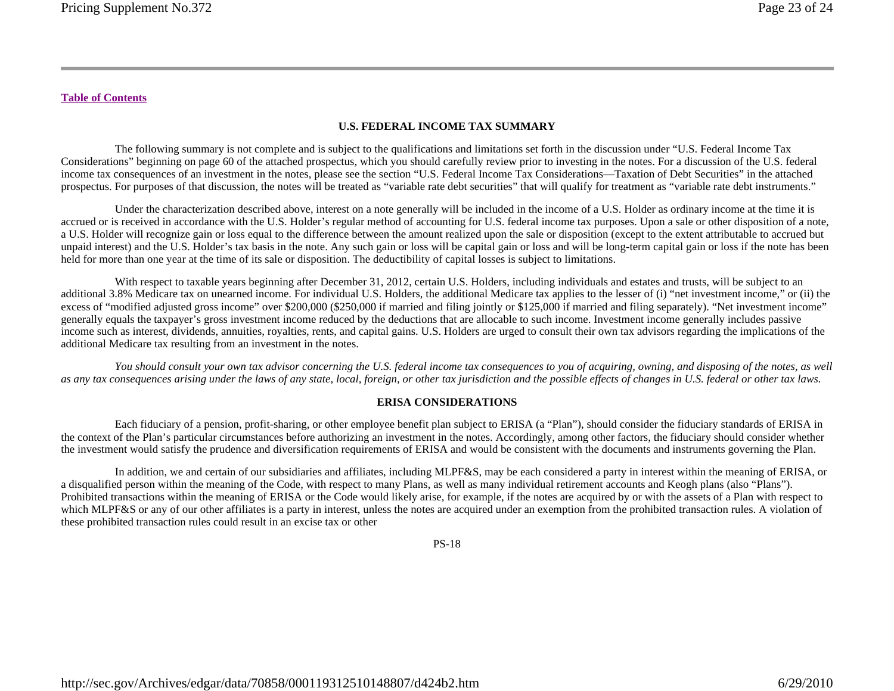[Table of Contents](#)

## U.S. FEDERAL INCOME TAX SUMMARY

The following summary is not complete and is subject to the qualifications and limitations set forth in the discussion under "U.S. Federal Income Tax Considerations" beginning on page 60 of the attached prospectus, which you should carefully review prior to investing in the notes. For a discussion of the U.S. federal income tax consequences of an investment in the notes, please see the section "U.S. Federal Income Tax Considerations—Taxation of Debt Securities" in the attached prospectus. For purposes of that discussion, the notes will be treated as "variable rate debt securities" that will qualify for treatment as "variable rate debt instruments."

Under the characterization described above, interest on a note generally will be included in the income of a U.S. Holder as ordinary income at the time it is accrued or is received in accordance with the U.S. Holder's regular method of accounting for U.S. federal income tax purposes. Upon a sale or other disposition of a note, a U.S. Holder will recognize gain or loss equal to the difference between the amount realized upon the sale or disposition (except to the extent attributable to accrued but unpaid interest) and the U.S. Holder's tax basis in the note. Any such gain or loss will be capital gain or loss and will be long-term capital gain or loss if the note has been held for more than one year at the time of its sale or disposition. The deductibility of capital losses is subject to limitations.

With respect to taxable years beginning after December 31, 2012, certain U.S. Holders, including individuals and estates and trusts, will be subject to an additional 3.8% Medicare tax on unearned income. For individual U.S. Holders, the additional Medicare tax applies to the lesser of (i) "net investment income," or (ii) the excess of "modified adjusted gross income" over $200,000 ($250,000 if married and filing jointly or $125,000 if married and filing separately). "Net investment income" generally equals the taxpayer's gross investment income reduced by the deductions that are allocable to such income. Investment income generally includes passive income such as interest, dividends, annuities, royalties, rents, and capital gains. U.S. Holders are urged to consult their own tax advisors regarding the implications of the additional Medicare tax resulting from an investment in the notes.

*You should consult your own tax advisor concerning the U.S. federal income tax consequences to you of acquiring, owning, and disposing of the notes, as well as any tax consequences arising under the laws of any state, local, foreign, or other tax jurisdiction and the possible effects of changes in U.S. federal or other tax laws.*

## ERISA CONSIDERATIONS

Each fiduciary of a pension, profit-sharing, or other employee benefit plan subject to ERISA (a "Plan"), should consider the fiduciary standards of ERISA in the context of the Plan's particular circumstances before authorizing an investment in the notes. Accordingly, among other factors, the fiduciary should consider whether the investment would satisfy the prudence and diversification requirements of ERISA and would be consistent with the documents and instruments governing the Plan.

In addition, we and certain of our subsidiaries and affiliates, including MLPF&S, may be each considered a party in interest within the meaning of ERISA, or a disqualified person within the meaning of the Code, with respect to many Plans, as well as many individual retirement accounts and Keogh plans (also "Plans"). Prohibited transactions within the meaning of ERISA or the Code would likely arise, for example, if the notes are acquired by or with the assets of a Plan with respect to which MLPF&S or any of our other affiliates is a party in interest, unless the notes are acquired under an exemption from the prohibited transaction rules. A violation of these prohibited transaction rules could result in an excise tax or other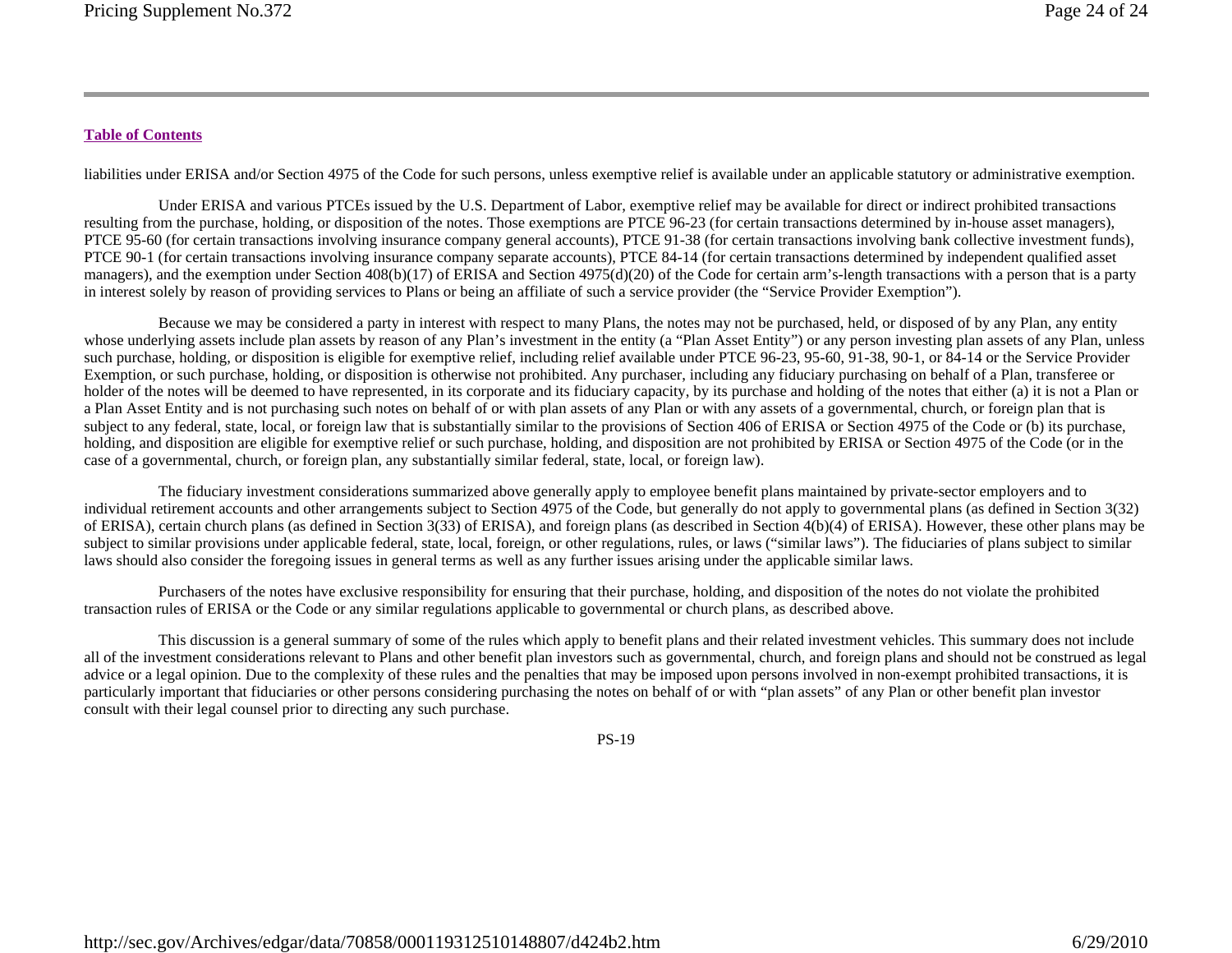liabilities under ERISA and/or Section 4975 of the Code for such persons, unless exemptive relief is available under an applicable statutory or administrative exemption.

Under ERISA and various PTCEs issued by the U.S. Department of Labor, exemptive relief may be available for direct or indirect prohibited transactions resulting from the purchase, holding, or disposition of the notes. Those exemptions are PTCE 96-23 (for certain transactions determined by in-house asset managers), PTCE 95-60 (for certain transactions involving insurance company general accounts), PTCE 91-38 (for certain transactions involving bank collective investment funds), PTCE 90-1 (for certain transactions involving insurance company separate accounts), PTCE 84-14 (for certain transactions determined by independent qualified asset managers), and the exemption under Section 408(b)(17) of ERISA and Section 4975(d)(20) of the Code for certain arm's-length transactions with a person that is a party in interest solely by reason of providing services to Plans or being an affiliate of such a service provider (the "Service Provider Exemption").

Because we may be considered a party in interest with respect to many Plans, the notes may not be purchased, held, or disposed of by any Plan, any entity whose underlying assets include plan assets by reason of any Plan's investment in the entity (a "Plan Asset Entity") or any person investing plan assets of any Plan, unless such purchase, holding, or disposition is eligible for exemptive relief, including relief available under PTCE 96-23, 95-60, 91-38, 90-1, or 84-14 or the Service Provider Exemption, or such purchase, holding, or disposition is otherwise not prohibited. Any purchaser, including any fiduciary purchasing on behalf of a Plan, transferee or holder of the notes will be deemed to have represented, in its corporate and its fiduciary capacity, by its purchase and holding of the notes that either (a) it is not a Plan or a Plan Asset Entity and is not purchasing such notes on behalf of or with plan assets of any Plan or with any assets of a governmental, church, or foreign plan that is subject to any federal, state, local, or foreign law that is substantially similar to the provisions of Section 406 of ERISA or Section 4975 of the Code or (b) its purchase, holding, and disposition are eligible for exemptive relief or such purchase, holding, and disposition are not prohibited by ERISA or Section 4975 of the Code (or in the case of a governmental, church, or foreign plan, any substantially similar federal, state, local, or foreign law).

The fiduciary investment considerations summarized above generally apply to employee benefit plans maintained by private-sector employers and to individual retirement accounts and other arrangements subject to Section 4975 of the Code, but generally do not apply to governmental plans (as defined in Section 3(32) of ERISA), certain church plans (as defined in Section 3(33) of ERISA), and foreign plans (as described in Section 4(b)(4) of ERISA). However, these other plans may be subject to similar provisions under applicable federal, state, local, foreign, or other regulations, rules, or laws ("similar laws"). The fiduciaries of plans subject to similar laws should also consider the foregoing issues in general terms as well as any further issues arising under the applicable similar laws.

Purchasers of the notes have exclusive responsibility for ensuring that their purchase, holding, and disposition of the notes do not violate the prohibited transaction rules of ERISA or the Code or any similar regulations applicable to governmental or church plans, as described above.

This discussion is a general summary of some of the rules which apply to benefit plans and their related investment vehicles. This summary does not include all of the investment considerations relevant to Plans and other benefit plan investors such as governmental, church, and foreign plans and should not be construed as legal advice or a legal opinion. Due to the complexity of these rules and the penalties that may be imposed upon persons involved in non-exempt prohibited transactions, it is particularly important that fiduciaries or other persons considering purchasing the notes on behalf of or with "plan assets" of any Plan or other benefit plan investor consult with their legal counsel prior to directing any such purchase.